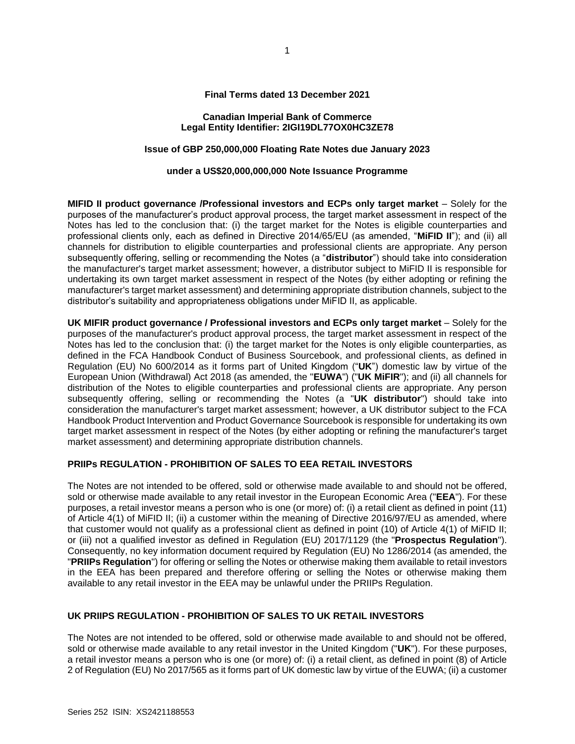**Final Terms dated 13 December 2021**

**Canadian Imperial Bank of Commerce**
**Legal Entity Identifier: 2IGI19DL77OX0HC3ZE78**

**Issue of GBP 250,000,000 Floating Rate Notes due January 2023**

**under a US$20,000,000,000 Note Issuance Programme**

**MIFID II product governance /Professional investors and ECPs only target market** – Solely for the purposes of the manufacturer's product approval process, the target market assessment in respect of the Notes has led to the conclusion that: (i) the target market for the Notes is eligible counterparties and professional clients only, each as defined in Directive 2014/65/EU (as amended, "**MiFID II**"); and (ii) all channels for distribution to eligible counterparties and professional clients are appropriate. Any person subsequently offering, selling or recommending the Notes (a "**distributor**") should take into consideration the manufacturer's target market assessment; however, a distributor subject to MiFID II is responsible for undertaking its own target market assessment in respect of the Notes (by either adopting or refining the manufacturer's target market assessment) and determining appropriate distribution channels, subject to the distributor's suitability and appropriateness obligations under MiFID II, as applicable.

**UK MIFIR product governance / Professional investors and ECPs only target market** – Solely for the purposes of the manufacturer's product approval process, the target market assessment in respect of the Notes has led to the conclusion that: (i) the target market for the Notes is only eligible counterparties, as defined in the FCA Handbook Conduct of Business Sourcebook, and professional clients, as defined in Regulation (EU) No 600/2014 as it forms part of United Kingdom ("**UK**") domestic law by virtue of the European Union (Withdrawal) Act 2018 (as amended, the "**EUWA**") ("**UK MiFIR**"); and (ii) all channels for distribution of the Notes to eligible counterparties and professional clients are appropriate. Any person subsequently offering, selling or recommending the Notes (a "**UK distributor**") should take into consideration the manufacturer's target market assessment; however, a UK distributor subject to the FCA Handbook Product Intervention and Product Governance Sourcebook is responsible for undertaking its own target market assessment in respect of the Notes (by either adopting or refining the manufacturer's target market assessment) and determining appropriate distribution channels.

**PRIIPs REGULATION - PROHIBITION OF SALES TO EEA RETAIL INVESTORS**

The Notes are not intended to be offered, sold or otherwise made available to and should not be offered, sold or otherwise made available to any retail investor in the European Economic Area ("**EEA**"). For these purposes, a retail investor means a person who is one (or more) of: (i) a retail client as defined in point (11) of Article 4(1) of MiFID II; (ii) a customer within the meaning of Directive 2016/97/EU as amended, where that customer would not qualify as a professional client as defined in point (10) of Article 4(1) of MiFID II; or (iii) not a qualified investor as defined in Regulation (EU) 2017/1129 (the "**Prospectus Regulation**"). Consequently, no key information document required by Regulation (EU) No 1286/2014 (as amended, the "**PRIIPs Regulation**") for offering or selling the Notes or otherwise making them available to retail investors in the EEA has been prepared and therefore offering or selling the Notes or otherwise making them available to any retail investor in the EEA may be unlawful under the PRIIPs Regulation.

**UK PRIIPS REGULATION - PROHIBITION OF SALES TO UK RETAIL INVESTORS**

The Notes are not intended to be offered, sold or otherwise made available to and should not be offered, sold or otherwise made available to any retail investor in the United Kingdom ("**UK**"). For these purposes, a retail investor means a person who is one (or more) of: (i) a retail client, as defined in point (8) of Article 2 of Regulation (EU) No 2017/565 as it forms part of UK domestic law by virtue of the EUWA; (ii) a customer

Series 252 ISIN: XS2421188553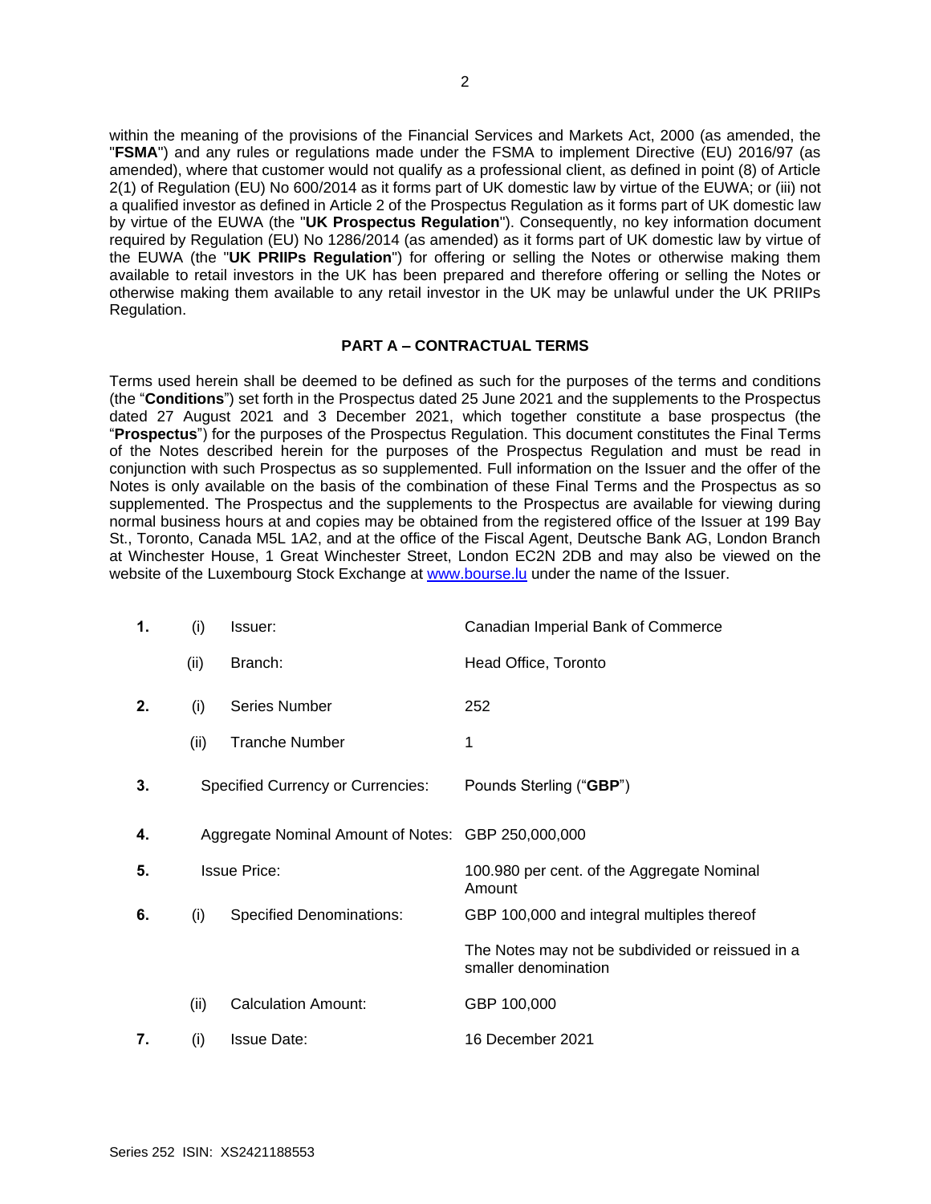within the meaning of the provisions of the Financial Services and Markets Act, 2000 (as amended, the "**FSMA**") and any rules or regulations made under the FSMA to implement Directive (EU) 2016/97 (as amended), where that customer would not qualify as a professional client, as defined in point (8) of Article 2(1) of Regulation (EU) No 600/2014 as it forms part of UK domestic law by virtue of the EUWA; or (iii) not a qualified investor as defined in Article 2 of the Prospectus Regulation as it forms part of UK domestic law by virtue of the EUWA (the "**UK Prospectus Regulation**"). Consequently, no key information document required by Regulation (EU) No 1286/2014 (as amended) as it forms part of UK domestic law by virtue of the EUWA (the "**UK PRIIPs Regulation**") for offering or selling the Notes or otherwise making them available to retail investors in the UK has been prepared and therefore offering or selling the Notes or otherwise making them available to any retail investor in the UK may be unlawful under the UK PRIIPs Regulation.

## PART A – CONTRACTUAL TERMS

Terms used herein shall be deemed to be defined as such for the purposes of the terms and conditions (the "**Conditions**") set forth in the Prospectus dated 25 June 2021 and the supplements to the Prospectus dated 27 August 2021 and 3 December 2021, which together constitute a base prospectus (the "**Prospectus**") for the purposes of the Prospectus Regulation. This document constitutes the Final Terms of the Notes described herein for the purposes of the Prospectus Regulation and must be read in conjunction with such Prospectus as so supplemented. Full information on the Issuer and the offer of the Notes is only available on the basis of the combination of these Final Terms and the Prospectus as so supplemented. The Prospectus and the supplements to the Prospectus are available for viewing during normal business hours at and copies may be obtained from the registered office of the Issuer at 199 Bay St., Toronto, Canada M5L 1A2, and at the office of the Fiscal Agent, Deutsche Bank AG, London Branch at Winchester House, 1 Great Winchester Street, London EC2N 2DB and may also be viewed on the website of the Luxembourg Stock Exchange at www.bourse.lu under the name of the Issuer.

| | | | |
|---|---|---|---|
| **1.** | (i) | Issuer: | Canadian Imperial Bank of Commerce |
| | (ii) | Branch: | Head Office, Toronto |
| **2.** | (i) | Series Number | 252 |
| | (ii) | Tranche Number | 1 |
| **3.** | | Specified Currency or Currencies: | Pounds Sterling ("**GBP**") |
| **4.** | | Aggregate Nominal Amount of Notes: | GBP 250,000,000 |
| **5.** | | Issue Price: | 100.980 per cent. of the Aggregate Nominal Amount |
| **6.** | (i) | Specified Denominations: | GBP 100,000 and integral multiples thereof<br><br>The Notes may not be subdivided or reissued in a smaller denomination |
| | (ii) | Calculation Amount: | GBP 100,000 |
| **7.** | (i) | Issue Date: | 16 December 2021 |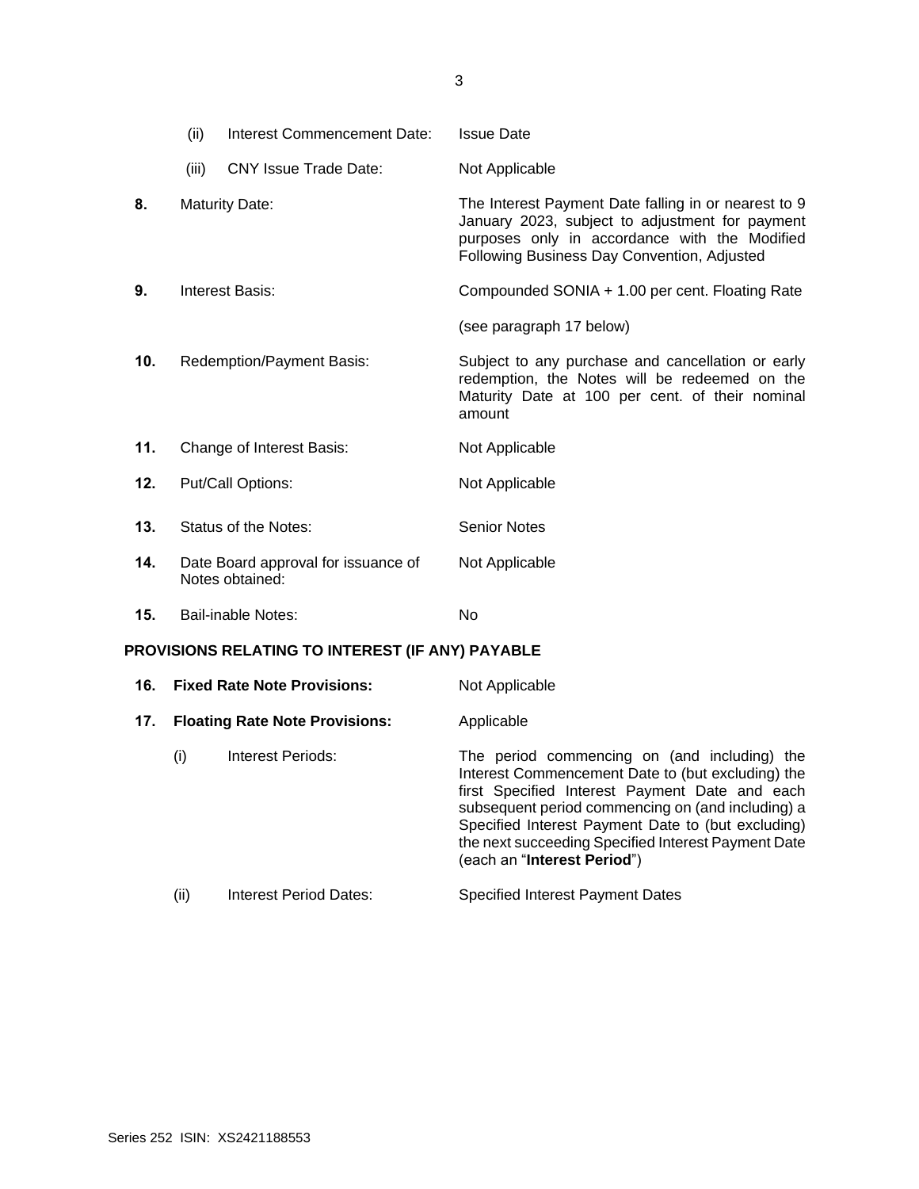| | | |
|---|---|---|
| | (ii) Interest Commencement Date: | Issue Date |
| | (iii) CNY Issue Trade Date: | Not Applicable |
| **8.** | Maturity Date: | The Interest Payment Date falling in or nearest to 9 January 2023, subject to adjustment for payment purposes only in accordance with the Modified Following Business Day Convention, Adjusted |
| **9.** | Interest Basis: | Compounded SONIA + 1.00 per cent. Floating Rate<br><br>(see paragraph 17 below) |
| **10.** | Redemption/Payment Basis: | Subject to any purchase and cancellation or early redemption, the Notes will be redeemed on the Maturity Date at 100 per cent. of their nominal amount |
| **11.** | Change of Interest Basis: | Not Applicable |
| **12.** | Put/Call Options: | Not Applicable |
| **13.** | Status of the Notes: | Senior Notes |
| **14.** | Date Board approval for issuance of Notes obtained: | Not Applicable |
| **15.** | Bail-inable Notes: | No |

## PROVISIONS RELATING TO INTEREST (IF ANY) PAYABLE

| | | |
|---|---|---|
| **16.** | **Fixed Rate Note Provisions:** | Not Applicable |
| **17.** | **Floating Rate Note Provisions:** | Applicable |
| | (i) Interest Periods: | The period commencing on (and including) the Interest Commencement Date to (but excluding) the first Specified Interest Payment Date and each subsequent period commencing on (and including) a Specified Interest Payment Date to (but excluding) the next succeeding Specified Interest Payment Date (each an "**Interest Period**") |
| | (ii) Interest Period Dates: | Specified Interest Payment Dates |

Series 252 ISIN: XS2421188553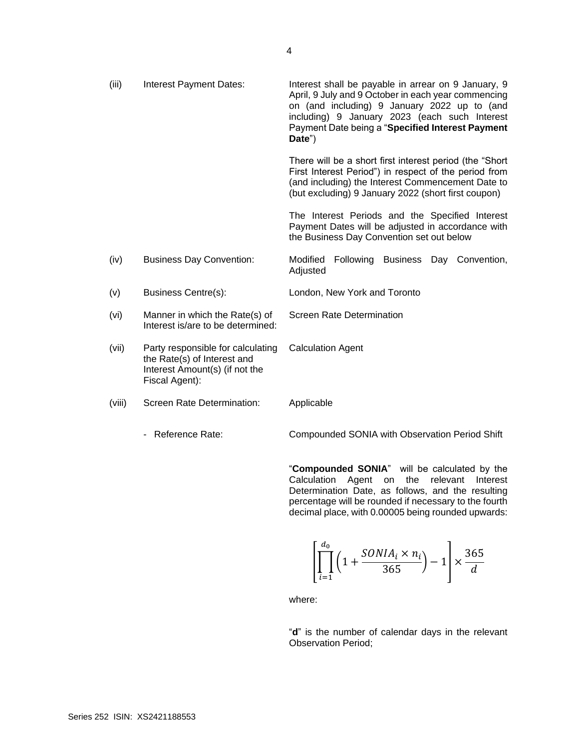| | | |
|---|---|---|
| (iii) | Interest Payment Dates: | Interest shall be payable in arrear on 9 January, 9 April, 9 July and 9 October in each year commencing on (and including) 9 January 2022 up to (and including) 9 January 2023 (each such Interest Payment Date being a "**Specified Interest Payment Date**")<br><br>There will be a short first interest period (the "Short First Interest Period") in respect of the period from (and including) the Interest Commencement Date to (but excluding) 9 January 2022 (short first coupon)<br><br>The Interest Periods and the Specified Interest Payment Dates will be adjusted in accordance with the Business Day Convention set out below |
| (iv) | Business Day Convention: | Modified Following Business Day Convention, Adjusted |
| (v) | Business Centre(s): | London, New York and Toronto |
| (vi) | Manner in which the Rate(s) of Interest is/are to be determined: | Screen Rate Determination |
| (vii) | Party responsible for calculating the Rate(s) of Interest and Interest Amount(s) (if not the Fiscal Agent): | Calculation Agent |
| (viii) | Screen Rate Determination: | Applicable |
| | - Reference Rate: | Compounded SONIA with Observation Period Shift |

"**Compounded SONIA**" will be calculated by the Calculation Agent on the relevant Interest Determination Date, as follows, and the resulting percentage will be rounded if necessary to the fourth decimal place, with 0.00005 being rounded upwards:

$$\left[\prod_{i=1}^{d_0}\left(1+\frac{SONIA_i \times n_i}{365}\right)-1\right]\times\frac{365}{d}$$

where:

"**d**" is the number of calendar days in the relevant Observation Period;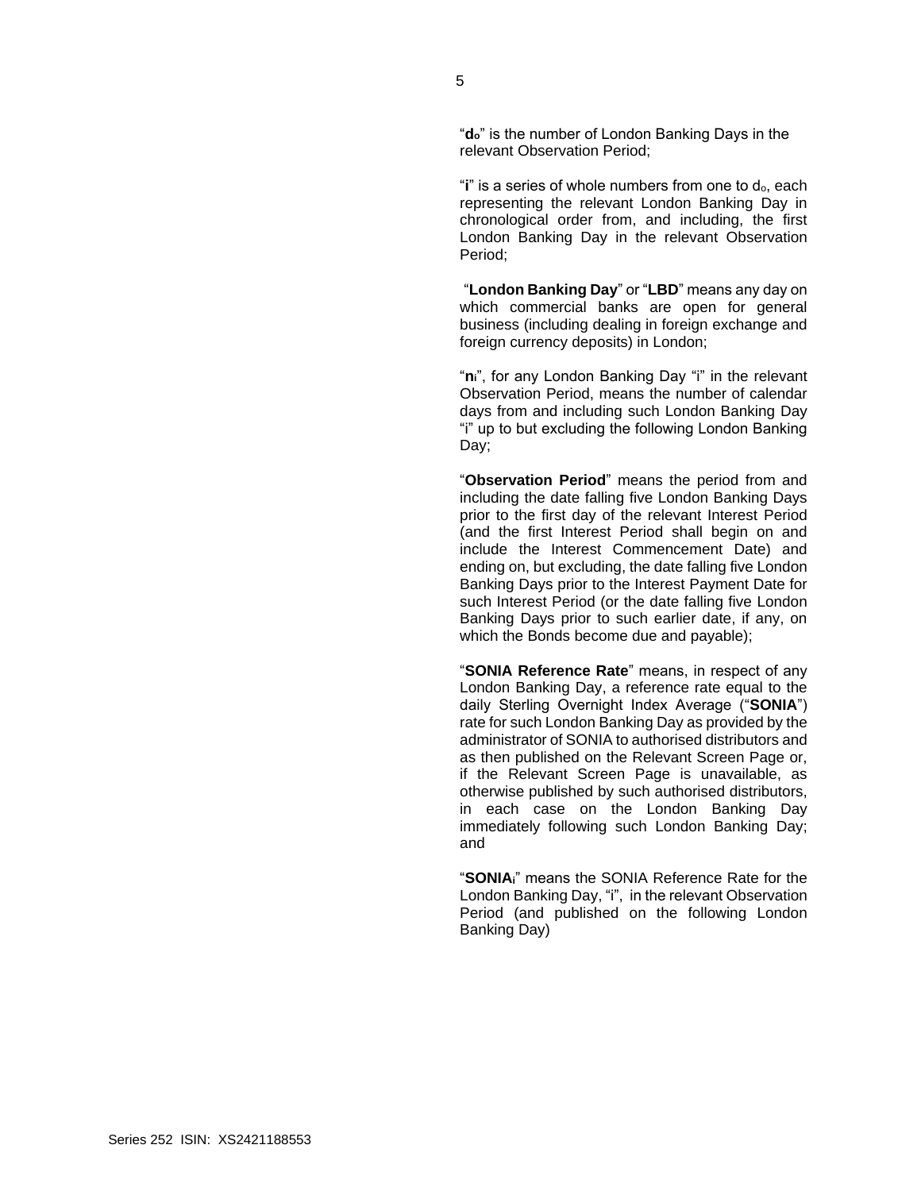"$d_o$" is the number of London Banking Days in the relevant Observation Period;

"**i**" is a series of whole numbers from one to $d_o$, each representing the relevant London Banking Day in chronological order from, and including, the first London Banking Day in the relevant Observation Period;

"**London Banking Day**" or "**LBD**" means any day on which commercial banks are open for general business (including dealing in foreign exchange and foreign currency deposits) in London;

"$n_i$", for any London Banking Day "i" in the relevant Observation Period, means the number of calendar days from and including such London Banking Day "i" up to but excluding the following London Banking Day;

"**Observation Period**" means the period from and including the date falling five London Banking Days prior to the first day of the relevant Interest Period (and the first Interest Period shall begin on and include the Interest Commencement Date) and ending on, but excluding, the date falling five London Banking Days prior to the Interest Payment Date for such Interest Period (or the date falling five London Banking Days prior to such earlier date, if any, on which the Bonds become due and payable);

"**SONIA Reference Rate**" means, in respect of any London Banking Day, a reference rate equal to the daily Sterling Overnight Index Average ("**SONIA**") rate for such London Banking Day as provided by the administrator of SONIA to authorised distributors and as then published on the Relevant Screen Page or, if the Relevant Screen Page is unavailable, as otherwise published by such authorised distributors, in each case on the London Banking Day immediately following such London Banking Day; and

"$SONIA_i$" means the SONIA Reference Rate for the London Banking Day, "i", in the relevant Observation Period (and published on the following London Banking Day)

Series 252 ISIN: XS2421188553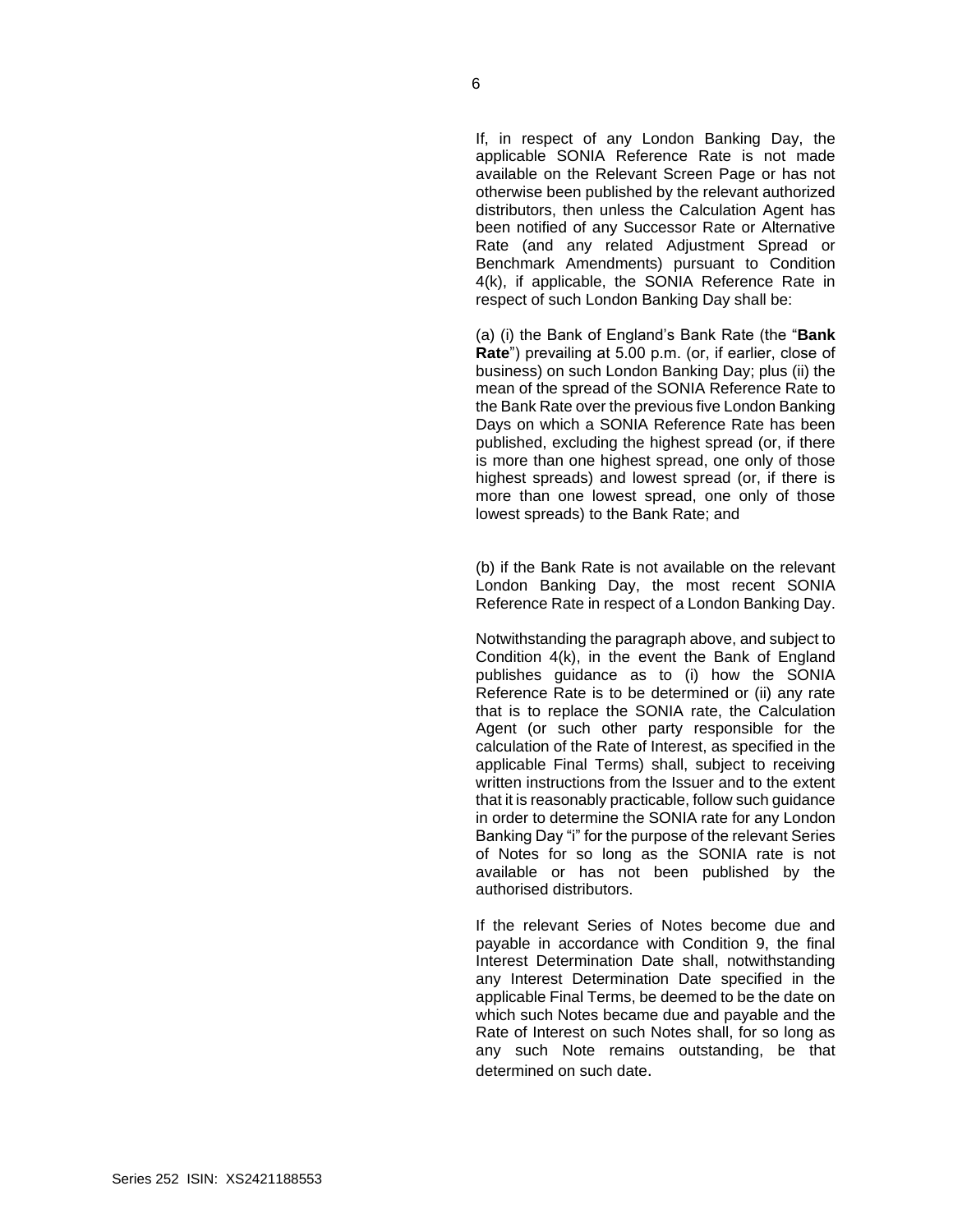If, in respect of any London Banking Day, the applicable SONIA Reference Rate is not made available on the Relevant Screen Page or has not otherwise been published by the relevant authorized distributors, then unless the Calculation Agent has been notified of any Successor Rate or Alternative Rate (and any related Adjustment Spread or Benchmark Amendments) pursuant to Condition 4(k), if applicable, the SONIA Reference Rate in respect of such London Banking Day shall be:

(a) (i) the Bank of England's Bank Rate (the "**Bank Rate**") prevailing at 5.00 p.m. (or, if earlier, close of business) on such London Banking Day; plus (ii) the mean of the spread of the SONIA Reference Rate to the Bank Rate over the previous five London Banking Days on which a SONIA Reference Rate has been published, excluding the highest spread (or, if there is more than one highest spread, one only of those highest spreads) and lowest spread (or, if there is more than one lowest spread, one only of those lowest spreads) to the Bank Rate; and

(b) if the Bank Rate is not available on the relevant London Banking Day, the most recent SONIA Reference Rate in respect of a London Banking Day.

Notwithstanding the paragraph above, and subject to Condition 4(k), in the event the Bank of England publishes guidance as to (i) how the SONIA Reference Rate is to be determined or (ii) any rate that is to replace the SONIA rate, the Calculation Agent (or such other party responsible for the calculation of the Rate of Interest, as specified in the applicable Final Terms) shall, subject to receiving written instructions from the Issuer and to the extent that it is reasonably practicable, follow such guidance in order to determine the SONIA rate for any London Banking Day "i" for the purpose of the relevant Series of Notes for so long as the SONIA rate is not available or has not been published by the authorised distributors.

If the relevant Series of Notes become due and payable in accordance with Condition 9, the final Interest Determination Date shall, notwithstanding any Interest Determination Date specified in the applicable Final Terms, be deemed to be the date on which such Notes became due and payable and the Rate of Interest on such Notes shall, for so long as any such Note remains outstanding, be that determined on such date.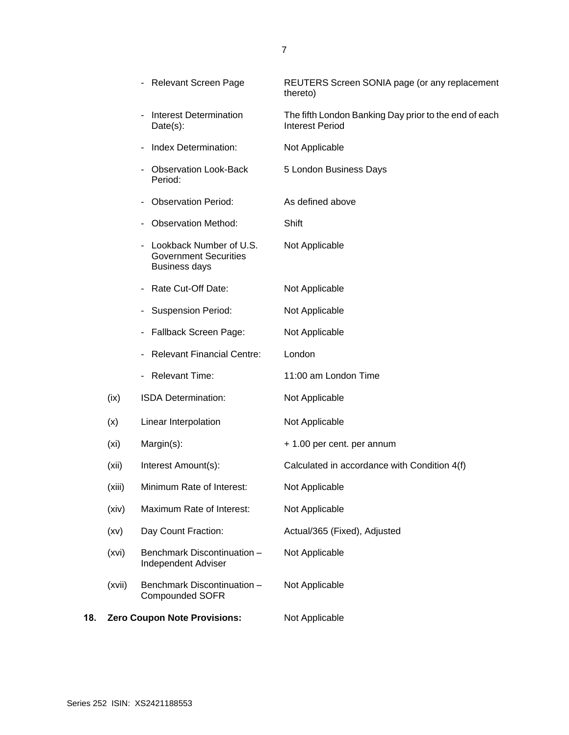| | | |
|---|---|---|
| | - Relevant Screen Page | REUTERS Screen SONIA page (or any replacement thereto) |
| | - Interest Determination Date(s): | The fifth London Banking Day prior to the end of each Interest Period |
| | - Index Determination: | Not Applicable |
| | - Observation Look-Back Period: | 5 London Business Days |
| | - Observation Period: | As defined above |
| | - Observation Method: | Shift |
| | - Lookback Number of U.S. Government Securities Business days | Not Applicable |
| | - Rate Cut-Off Date: | Not Applicable |
| | - Suspension Period: | Not Applicable |
| | - Fallback Screen Page: | Not Applicable |
| | - Relevant Financial Centre: | London |
| | - Relevant Time: | 11:00 am London Time |
| (ix) | ISDA Determination: | Not Applicable |
| (x) | Linear Interpolation | Not Applicable |
| (xi) | Margin(s): | + 1.00 per cent. per annum |
| (xii) | Interest Amount(s): | Calculated in accordance with Condition 4(f) |
| (xiii) | Minimum Rate of Interest: | Not Applicable |
| (xiv) | Maximum Rate of Interest: | Not Applicable |
| (xv) | Day Count Fraction: | Actual/365 (Fixed), Adjusted |
| (xvi) | Benchmark Discontinuation – Independent Adviser | Not Applicable |
| (xvii) | Benchmark Discontinuation – Compounded SOFR | Not Applicable |

**18. Zero Coupon Note Provisions:** Not Applicable

Series 252 ISIN: XS2421188553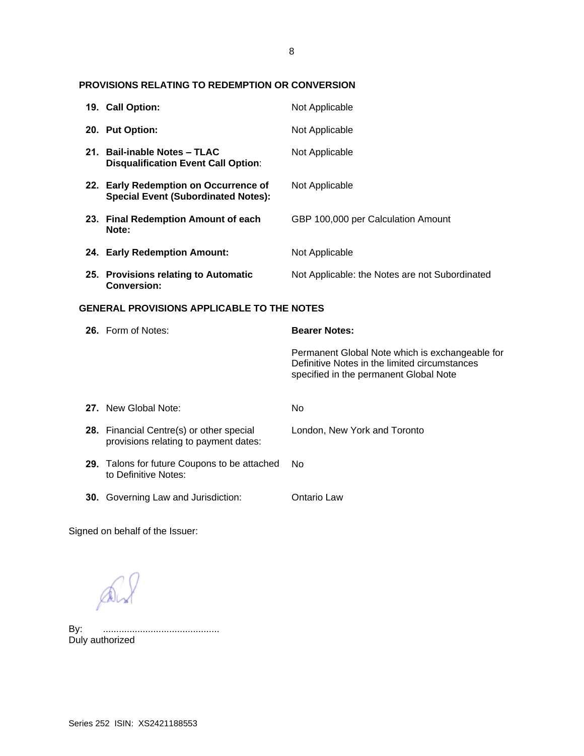**PROVISIONS RELATING TO REDEMPTION OR CONVERSION**

| | |
|---|---|
| **19. Call Option:** | Not Applicable |
| **20. Put Option:** | Not Applicable |
| **21. Bail-inable Notes – TLAC Disqualification Event Call Option**: | Not Applicable |
| **22. Early Redemption on Occurrence of Special Event (Subordinated Notes):** | Not Applicable |
| **23. Final Redemption Amount of each Note:** | GBP 100,000 per Calculation Amount |
| **24. Early Redemption Amount:** | Not Applicable |
| **25. Provisions relating to Automatic Conversion:** | Not Applicable: the Notes are not Subordinated |

**GENERAL PROVISIONS APPLICABLE TO THE NOTES**

| | |
|---|---|
| **26.** Form of Notes: | **Bearer Notes:**<br><br>Permanent Global Note which is exchangeable for Definitive Notes in the limited circumstances specified in the permanent Global Note |
| **27.** New Global Note: | No |
| **28.** Financial Centre(s) or other special provisions relating to payment dates: | London, New York and Toronto |
| **29.** Talons for future Coupons to be attached to Definitive Notes: | No |
| **30.** Governing Law and Jurisdiction: | Ontario Law |

Signed on behalf of the Issuer:

By: ...........................................
Duly authorized

Series 252 ISIN: XS2421188553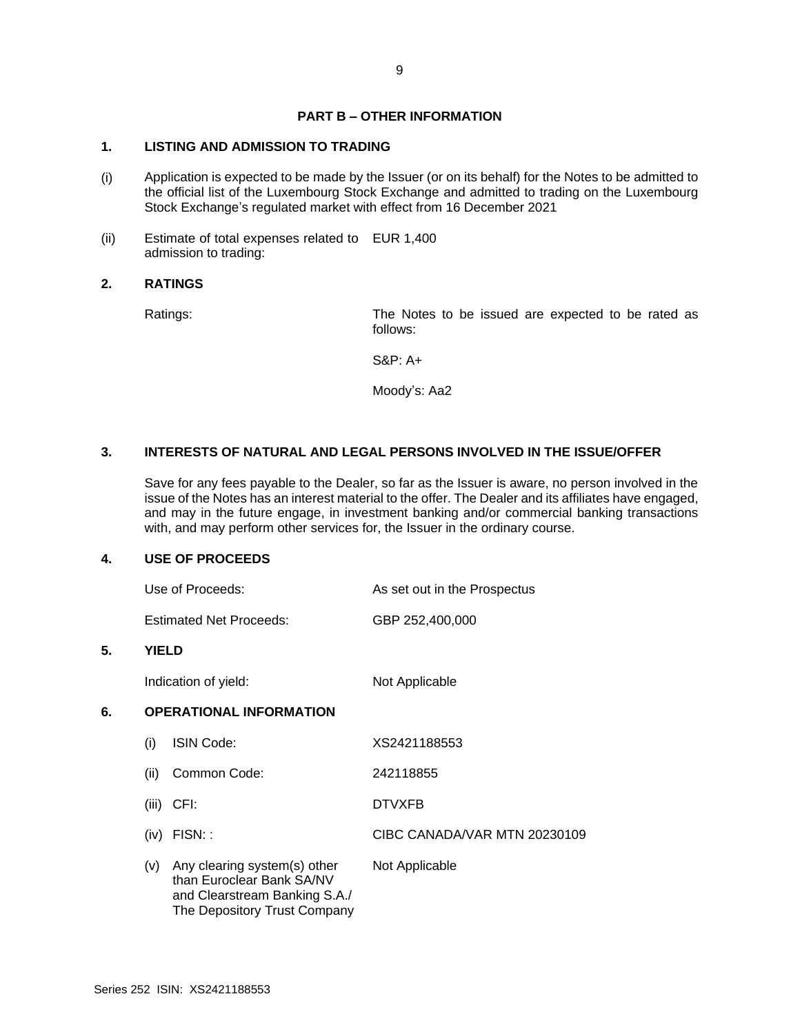## PART B – OTHER INFORMATION

### 1. LISTING AND ADMISSION TO TRADING

(i) Application is expected to be made by the Issuer (or on its behalf) for the Notes to be admitted to the official list of the Luxembourg Stock Exchange and admitted to trading on the Luxembourg Stock Exchange's regulated market with effect from 16 December 2021

(ii) Estimate of total expenses related to admission to trading: EUR 1,400

### 2. RATINGS

Ratings: The Notes to be issued are expected to be rated as follows:

S&P: A+

Moody's: Aa2

### 3. INTERESTS OF NATURAL AND LEGAL PERSONS INVOLVED IN THE ISSUE/OFFER

Save for any fees payable to the Dealer, so far as the Issuer is aware, no person involved in the issue of the Notes has an interest material to the offer. The Dealer and its affiliates have engaged, and may in the future engage, in investment banking and/or commercial banking transactions with, and may perform other services for, the Issuer in the ordinary course.

### 4. USE OF PROCEEDS

Use of Proceeds: As set out in the Prospectus

Estimated Net Proceeds: GBP 252,400,000

### 5. YIELD

Indication of yield: Not Applicable

### 6. OPERATIONAL INFORMATION

(i) ISIN Code: XS2421188553

(ii) Common Code: 242118855

(iii) CFI: DTVXFB

(iv) FISN: : CIBC CANADA/VAR MTN 20230109

(v) Any clearing system(s) other than Euroclear Bank SA/NV and Clearstream Banking S.A./ The Depository Trust Company: Not Applicable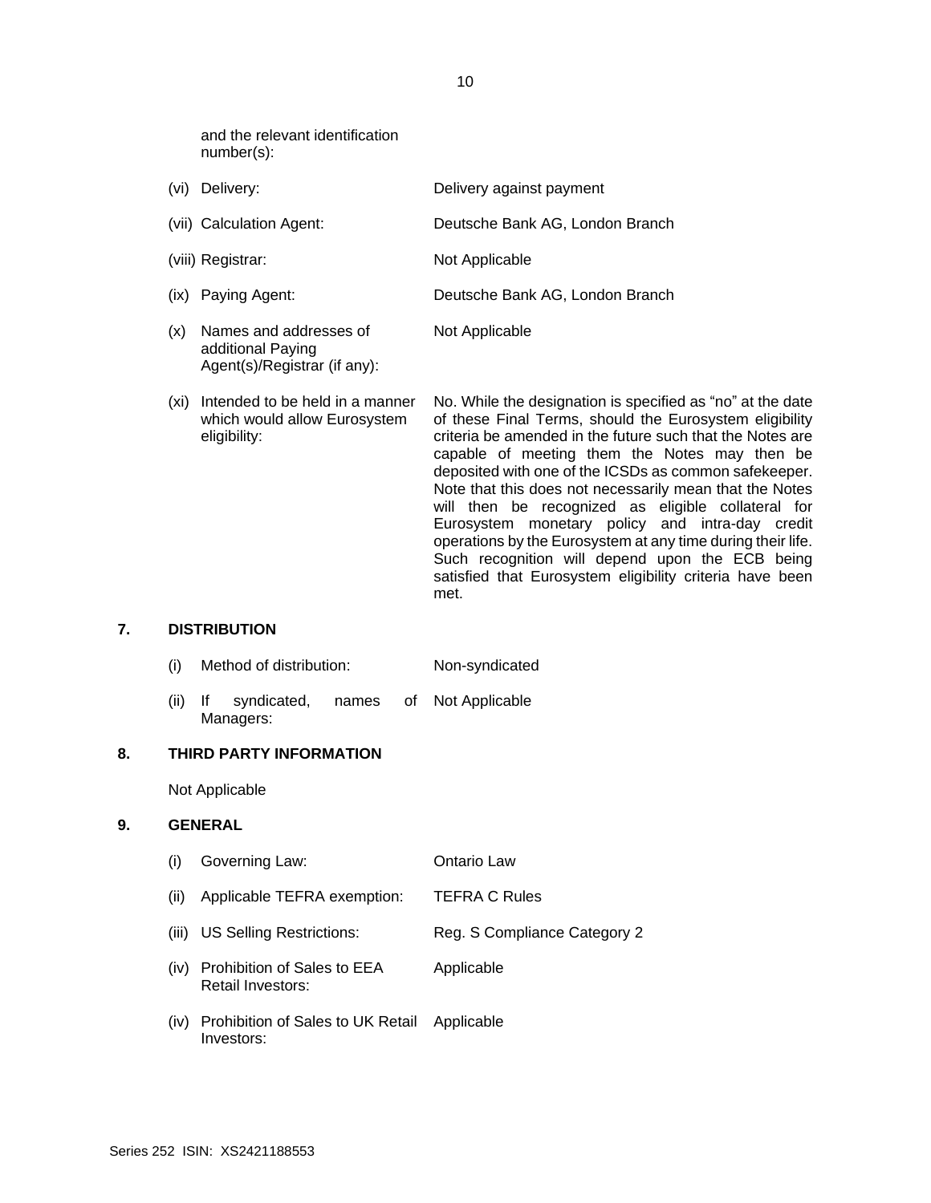| | | |
|---|---|---|
| | and the relevant identification number(s): | |
| (vi) | Delivery: | Delivery against payment |
| (vii) | Calculation Agent: | Deutsche Bank AG, London Branch |
| (viii) | Registrar: | Not Applicable |
| (ix) | Paying Agent: | Deutsche Bank AG, London Branch |
| (x) | Names and addresses of additional Paying Agent(s)/Registrar (if any): | Not Applicable |
| (xi) | Intended to be held in a manner which would allow Eurosystem eligibility: | No. While the designation is specified as "no" at the date of these Final Terms, should the Eurosystem eligibility criteria be amended in the future such that the Notes are capable of meeting them the Notes may then be deposited with one of the ICSDs as common safekeeper. Note that this does not necessarily mean that the Notes will then be recognized as eligible collateral for Eurosystem monetary policy and intra-day credit operations by the Eurosystem at any time during their life. Such recognition will depend upon the ECB being satisfied that Eurosystem eligibility criteria have been met. |

## 7. DISTRIBUTION

| | | |
|---|---|---|
| (i) | Method of distribution: | Non-syndicated |
| (ii) | If syndicated, names of Managers: | Not Applicable |

## 8. THIRD PARTY INFORMATION

Not Applicable

## 9. GENERAL

| | | |
|---|---|---|
| (i) | Governing Law: | Ontario Law |
| (ii) | Applicable TEFRA exemption: | TEFRA C Rules |
| (iii) | US Selling Restrictions: | Reg. S Compliance Category 2 |
| (iv) | Prohibition of Sales to EEA Retail Investors: | Applicable |
| (iv) | Prohibition of Sales to UK Retail Investors: | Applicable |

Series 252 ISIN: XS2421188553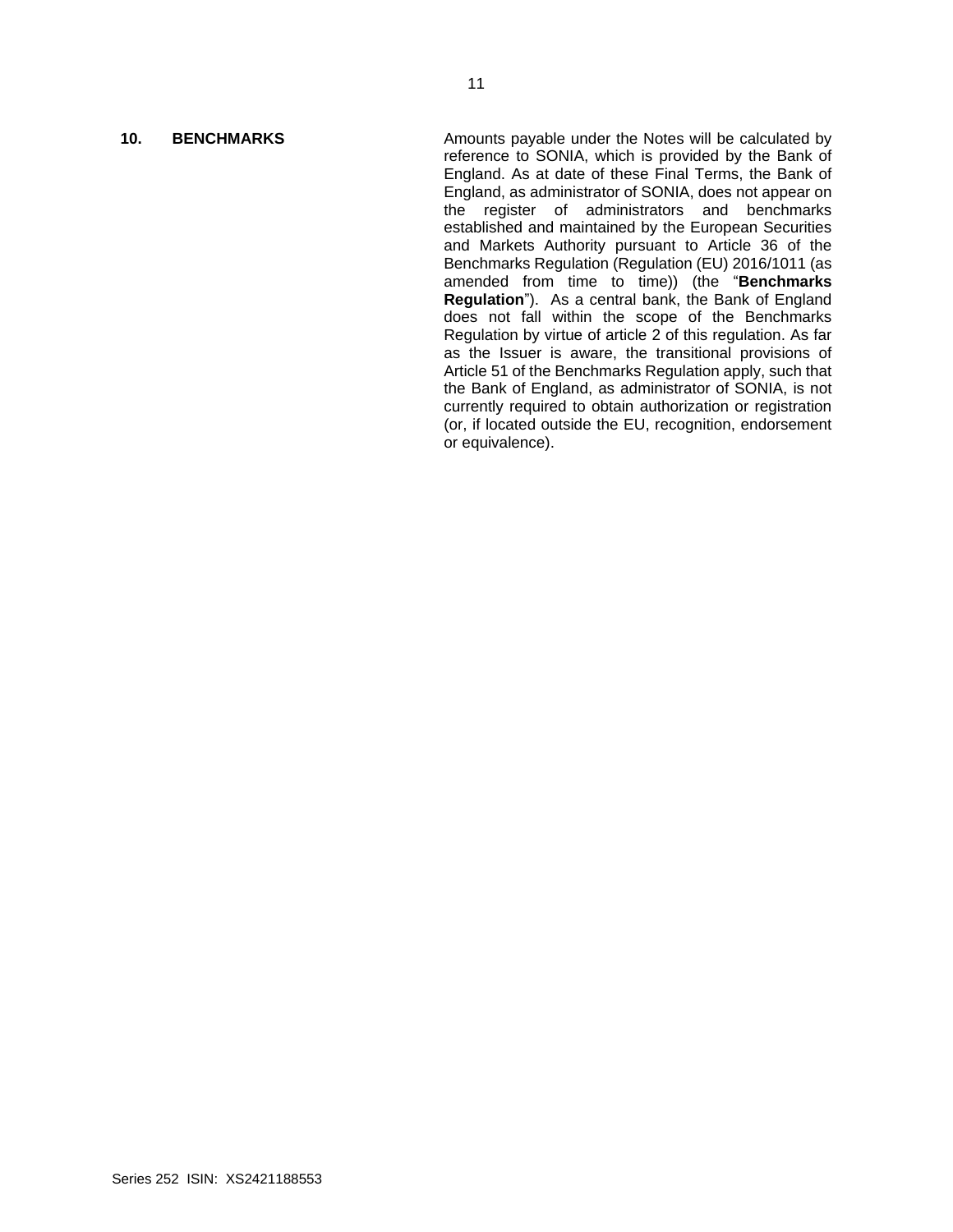| | |
|---|---|
| **10. BENCHMARKS** | Amounts payable under the Notes will be calculated by reference to SONIA, which is provided by the Bank of England. As at date of these Final Terms, the Bank of England, as administrator of SONIA, does not appear on the register of administrators and benchmarks established and maintained by the European Securities and Markets Authority pursuant to Article 36 of the Benchmarks Regulation (Regulation (EU) 2016/1011 (as amended from time to time)) (the "**Benchmarks Regulation**"). As a central bank, the Bank of England does not fall within the scope of the Benchmarks Regulation by virtue of article 2 of this regulation. As far as the Issuer is aware, the transitional provisions of Article 51 of the Benchmarks Regulation apply, such that the Bank of England, as administrator of SONIA, is not currently required to obtain authorization or registration (or, if located outside the EU, recognition, endorsement or equivalence). |

Series 252 ISIN: XS2421188553